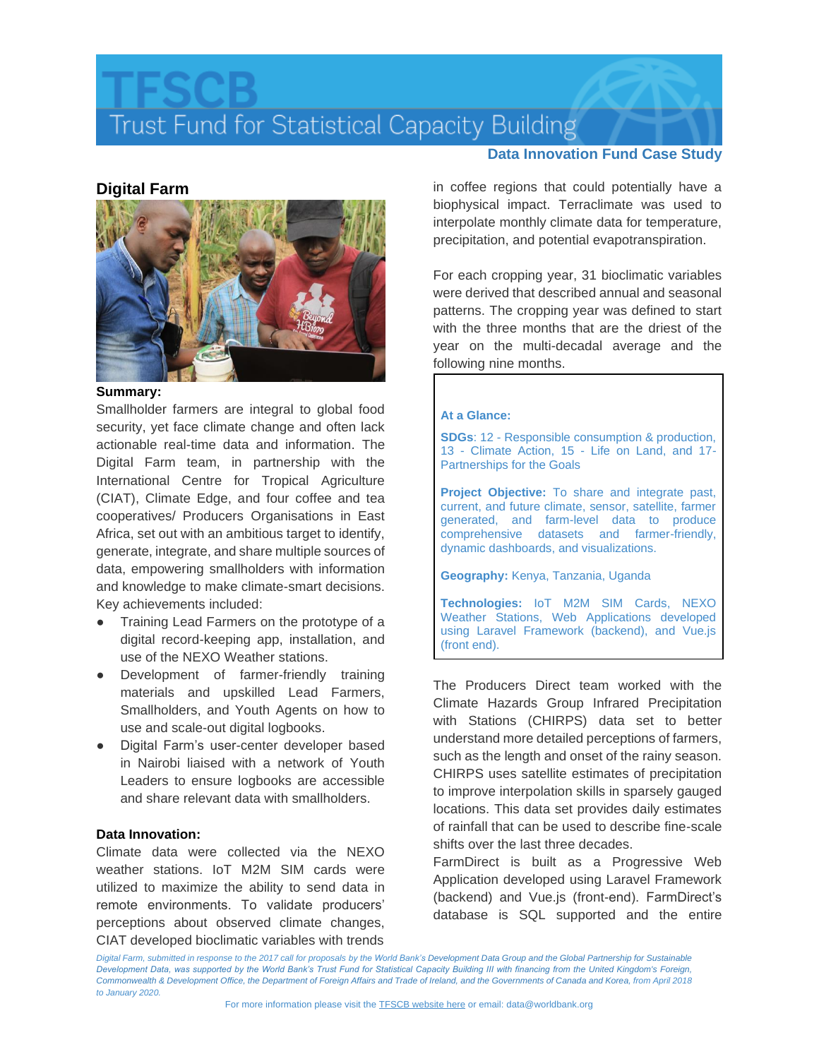# TFSCB

Trust Fund for Statistical Capacity Building

**Data Innovation Fund Case Study**

## Digital Farm

**Summary:**

Smallholder farmers are integral to global food security, yet face climate change and often lack actionable real-time data and information. The Digital Farm team, in partnership with the International Centre for Tropical Agriculture (CIAT), Climate Edge, and four coffee and tea cooperatives/ Producers Organisations in East Africa, set out with an ambitious target to identify, generate, integrate, and share multiple sources of data, empowering smallholders with information and knowledge to make climate-smart decisions. Key achievements included:

- Training Lead Farmers on the prototype of a digital record-keeping app, installation, and use of the NEXO Weather stations.
- Development of farmer-friendly training materials and upskilled Lead Farmers, Smallholders, and Youth Agents on how to use and scale-out digital logbooks.
- Digital Farm's user-center developer based in Nairobi liaised with a network of Youth Leaders to ensure logbooks are accessible and share relevant data with smallholders.

**Data Innovation:**

Climate data were collected via the NEXO weather stations. IoT M2M SIM cards were utilized to maximize the ability to send data in remote environments. To validate producers' perceptions about observed climate changes, CIAT developed bioclimatic variables with trends in coffee regions that could potentially have a biophysical impact. Terraclimate was used to interpolate monthly climate data for temperature, precipitation, and potential evapotranspiration.

For each cropping year, 31 bioclimatic variables were derived that described annual and seasonal patterns. The cropping year was defined to start with the three months that are the driest of the year on the multi-decadal average and the following nine months.

**At a Glance:**

**SDGs**: 12 - Responsible consumption & production, 13 - Climate Action, 15 - Life on Land, and 17- Partnerships for the Goals

**Project Objective:** To share and integrate past, current, and future climate, sensor, satellite, farmer generated, and farm-level data to produce comprehensive datasets and farmer-friendly, dynamic dashboards, and visualizations.

**Geography:** Kenya, Tanzania, Uganda

**Technologies:** IoT M2M SIM Cards, NEXO Weather Stations, Web Applications developed using Laravel Framework (backend), and Vue.js (front end).

The Producers Direct team worked with the Climate Hazards Group Infrared Precipitation with Stations (CHIRPS) data set to better understand more detailed perceptions of farmers, such as the length and onset of the rainy season. CHIRPS uses satellite estimates of precipitation to improve interpolation skills in sparsely gauged locations. This data set provides daily estimates of rainfall that can be used to describe fine-scale shifts over the last three decades.

FarmDirect is built as a Progressive Web Application developed using Laravel Framework (backend) and Vue.js (front-end). FarmDirect's database is SQL supported and the entire

*Digital Farm, submitted in response to the 2017 call for proposals by the World Bank's Development Data Group and the Global Partnership for Sustainable Development Data, was supported by the World Bank's Trust Fund for Statistical Capacity Building III with financing from the United Kingdom's Foreign, Commonwealth & Development Office, the Department of Foreign Affairs and Trade of Ireland, and the Governments of Canada and Korea, from April 2018 to January 2020.*

For more information please visit the TFSCB website here or email: data@worldbank.org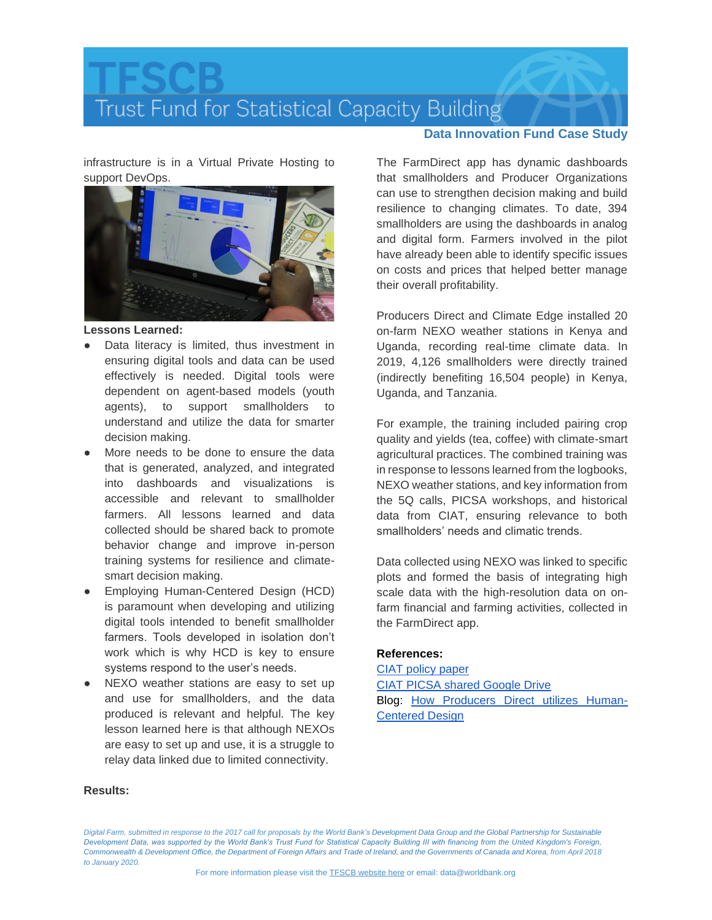infrastructure is in a Virtual Private Hosting to support DevOps.

**Lessons Learned:**

- Data literacy is limited, thus investment in ensuring digital tools and data can be used effectively is needed. Digital tools were dependent on agent-based models (youth agents), to support smallholders to understand and utilize the data for smarter decision making.
- More needs to be done to ensure the data that is generated, analyzed, and integrated into dashboards and visualizations is accessible and relevant to smallholder farmers. All lessons learned and data collected should be shared back to promote behavior change and improve in-person training systems for resilience and climate-smart decision making.
- Employing Human-Centered Design (HCD) is paramount when developing and utilizing digital tools intended to benefit smallholder farmers. Tools developed in isolation don't work which is why HCD is key to ensure systems respond to the user's needs.
- NEXO weather stations are easy to set up and use for smallholders, and the data produced is relevant and helpful. The key lesson learned here is that although NEXOs are easy to set up and use, it is a struggle to relay data linked due to limited connectivity.

**Results:**

The FarmDirect app has dynamic dashboards that smallholders and Producer Organizations can use to strengthen decision making and build resilience to changing climates. To date, 394 smallholders are using the dashboards in analog and digital form. Farmers involved in the pilot have already been able to identify specific issues on costs and prices that helped better manage their overall profitability.

Producers Direct and Climate Edge installed 20 on-farm NEXO weather stations in Kenya and Uganda, recording real-time climate data. In 2019, 4,126 smallholders were directly trained (indirectly benefiting 16,504 people) in Kenya, Uganda, and Tanzania.

For example, the training included pairing crop quality and yields (tea, coffee) with climate-smart agricultural practices. The combined training was in response to lessons learned from the logbooks, NEXO weather stations, and key information from the 5Q calls, PICSA workshops, and historical data from CIAT, ensuring relevance to both smallholders' needs and climatic trends.

Data collected using NEXO was linked to specific plots and formed the basis of integrating high scale data with the high-resolution data on on-farm financial and farming activities, collected in the FarmDirect app.

**References:**

[CIAT policy paper](#)
[CIAT PICSA shared Google Drive](#)
Blog: [How Producers Direct utilizes Human-Centered Design](#)

*Digital Farm, submitted in response to the 2017 call for proposals by the World Bank's Development Data Group and the Global Partnership for Sustainable Development Data, was supported by the World Bank's Trust Fund for Statistical Capacity Building III with financing from the United Kingdom's Foreign, Commonwealth & Development Office, the Department of Foreign Affairs and Trade of Ireland, and the Governments of Canada and Korea, from April 2018 to January 2020.*

For more information please visit the [TFSCB website here](#) or email: data@worldbank.org